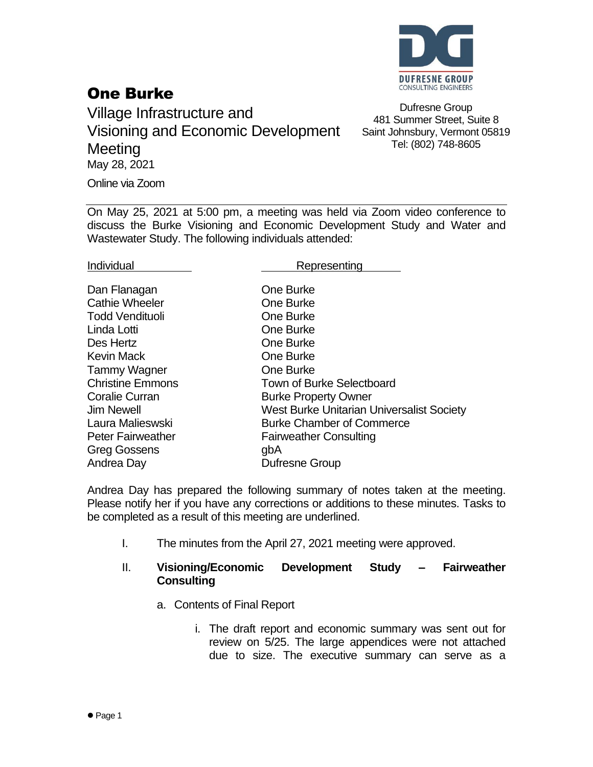# One Burke

Village Infrastructure and Visioning and Economic Development Meeting

May 28, 2021

Online via Zoom

DUFRESNE GROUP
CONSULTING ENGINEERS

Dufresne Group
481 Summer Street, Suite 8
Saint Johnsbury, Vermont 05819
Tel: (802) 748-8605

---

On May 25, 2021 at 5:00 pm, a meeting was held via Zoom video conference to discuss the Burke Visioning and Economic Development Study and Water and Wastewater Study. The following individuals attended:

| Individual | Representing |
|---|---|
| Dan Flanagan | One Burke |
| Cathie Wheeler | One Burke |
| Todd Vendituoli | One Burke |
| Linda Lotti | One Burke |
| Des Hertz | One Burke |
| Kevin Mack | One Burke |
| Tammy Wagner | One Burke |
| Christine Emmons | Town of Burke Selectboard |
| Coralie Curran | Burke Property Owner |
| Jim Newell | West Burke Unitarian Universalist Society |
| Laura Malieswski | Burke Chamber of Commerce |
| Peter Fairweather | Fairweather Consulting |
| Greg Gossens | gbA |
| Andrea Day | Dufresne Group |

Andrea Day has prepared the following summary of notes taken at the meeting. Please notify her if you have any corrections or additions to these minutes. Tasks to be completed as a result of this meeting are underlined.

I. The minutes from the April 27, 2021 meeting were approved.

II. **Visioning/Economic Development Study – Fairweather Consulting**

   a. Contents of Final Report

      i. The draft report and economic summary was sent out for review on 5/25. The large appendices were not attached due to size. The executive summary can serve as a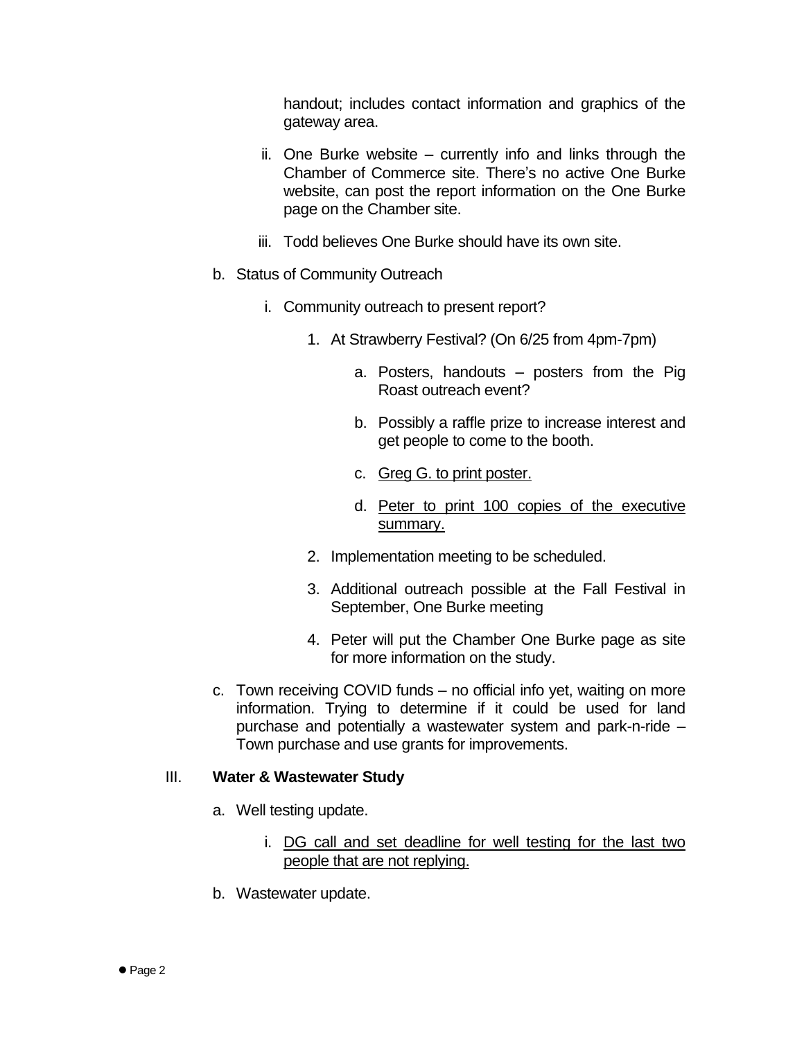handout; includes contact information and graphics of the gateway area.

   ii. One Burke website – currently info and links through the Chamber of Commerce site. There's no active One Burke website, can post the report information on the One Burke page on the Chamber site.

   iii. Todd believes One Burke should have its own site.

b. Status of Community Outreach

   i. Community outreach to present report?

      1. At Strawberry Festival? (On 6/25 from 4pm-7pm)

         a. Posters, handouts – posters from the Pig Roast outreach event?

         b. Possibly a raffle prize to increase interest and get people to come to the booth.

         c. <u>Greg G. to print poster.</u>

         d. <u>Peter to print 100 copies of the executive summary.</u>

      2. Implementation meeting to be scheduled.

      3. Additional outreach possible at the Fall Festival in September, One Burke meeting

      4. Peter will put the Chamber One Burke page as site for more information on the study.

c. Town receiving COVID funds – no official info yet, waiting on more information. Trying to determine if it could be used for land purchase and potentially a wastewater system and park-n-ride – Town purchase and use grants for improvements.

III. **Water & Wastewater Study**

a. Well testing update.

   i. <u>DG call and set deadline for well testing for the last two people that are not replying.</u>

b. Wastewater update.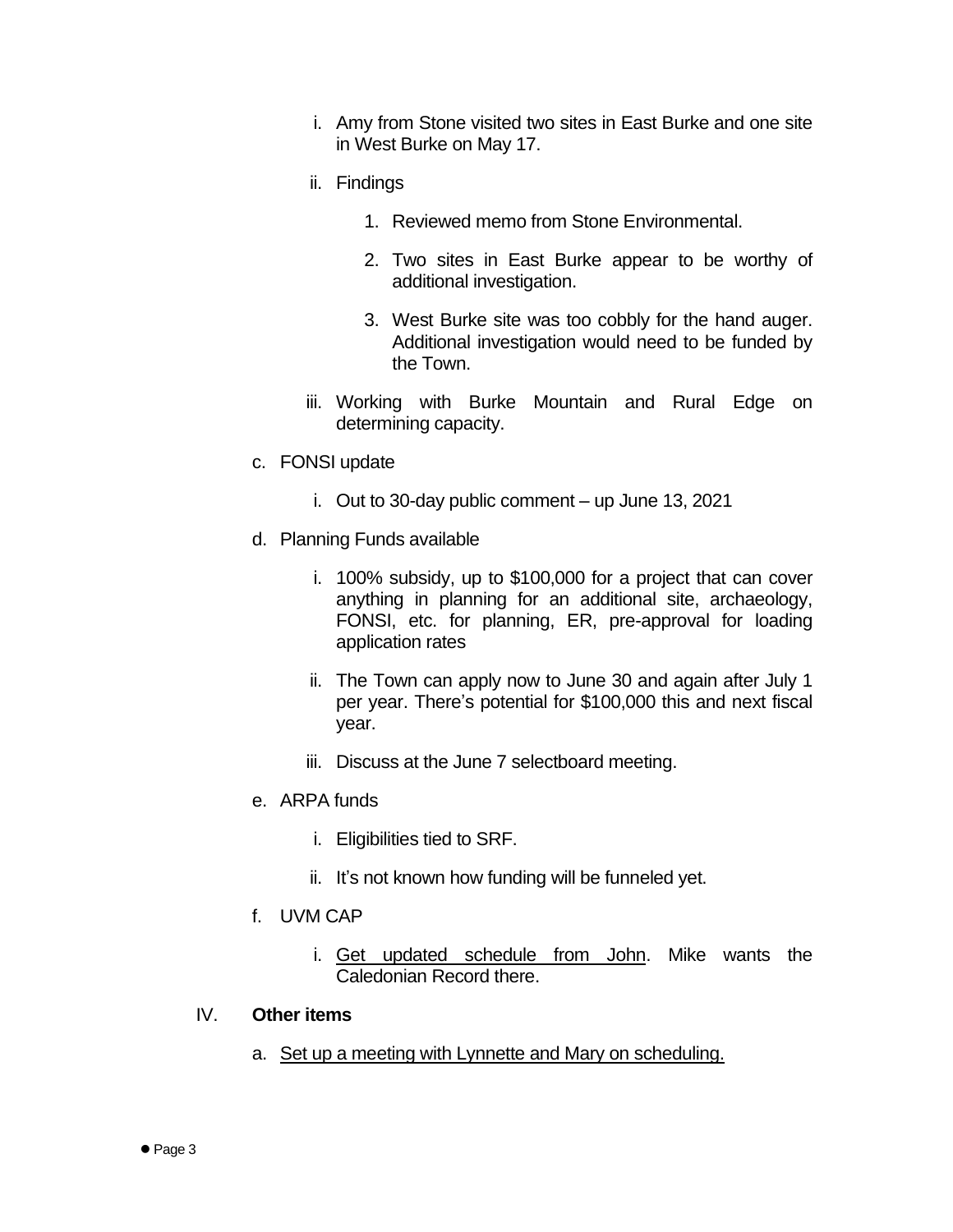i. Amy from Stone visited two sites in East Burke and one site in West Burke on May 17.

ii. Findings

1. Reviewed memo from Stone Environmental.

2. Two sites in East Burke appear to be worthy of additional investigation.

3. West Burke site was too cobbly for the hand auger. Additional investigation would need to be funded by the Town.

iii. Working with Burke Mountain and Rural Edge on determining capacity.

c. FONSI update

i. Out to 30-day public comment – up June 13, 2021

d. Planning Funds available

i. 100% subsidy, up to $100,000 for a project that can cover anything in planning for an additional site, archaeology, FONSI, etc. for planning, ER, pre-approval for loading application rates

ii. The Town can apply now to June 30 and again after July 1 per year. There's potential for $100,000 this and next fiscal year.

iii. Discuss at the June 7 selectboard meeting.

e. ARPA funds

i. Eligibilities tied to SRF.

ii. It's not known how funding will be funneled yet.

f. UVM CAP

i. <u>Get updated schedule from John</u>. Mike wants the Caledonian Record there.

IV. **Other items**

a. <u>Set up a meeting with Lynnette and Mary on scheduling.</u>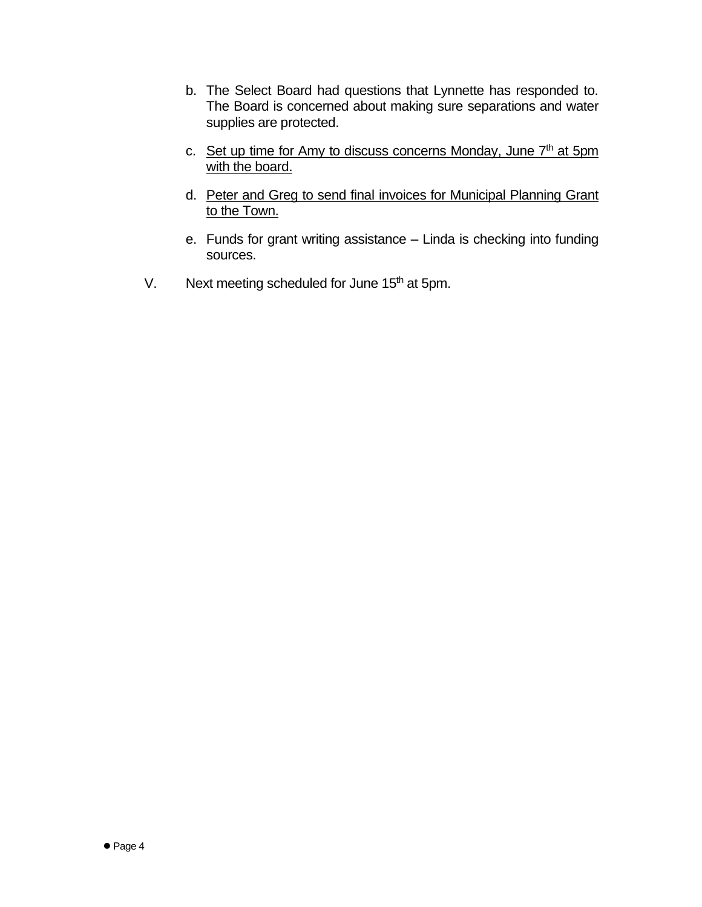b. The Select Board had questions that Lynnette has responded to. The Board is concerned about making sure separations and water supplies are protected.

c. <u>Set up time for Amy to discuss concerns Monday, June 7th at 5pm with the board.</u>

d. <u>Peter and Greg to send final invoices for Municipal Planning Grant to the Town.</u>

e. Funds for grant writing assistance – Linda is checking into funding sources.

V. Next meeting scheduled for June 15th at 5pm.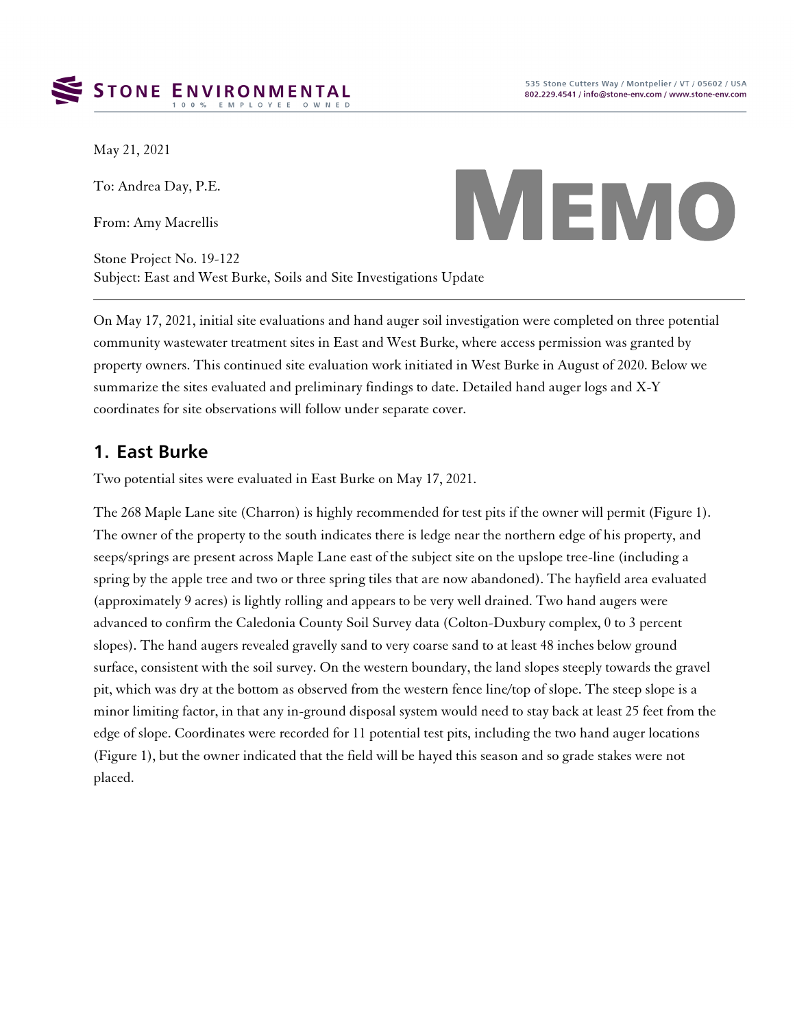May 21, 2021

To: Andrea Day, P.E.

From: Amy Macrellis

# MEMO

Stone Project No. 19-122
Subject: East and West Burke, Soils and Site Investigations Update

---

On May 17, 2021, initial site evaluations and hand auger soil investigation were completed on three potential community wastewater treatment sites in East and West Burke, where access permission was granted by property owners. This continued site evaluation work initiated in West Burke in August of 2020. Below we summarize the sites evaluated and preliminary findings to date. Detailed hand auger logs and X-Y coordinates for site observations will follow under separate cover.

## 1. East Burke

Two potential sites were evaluated in East Burke on May 17, 2021.

The 268 Maple Lane site (Charron) is highly recommended for test pits if the owner will permit (Figure 1). The owner of the property to the south indicates there is ledge near the northern edge of his property, and seeps/springs are present across Maple Lane east of the subject site on the upslope tree-line (including a spring by the apple tree and two or three spring tiles that are now abandoned). The hayfield area evaluated (approximately 9 acres) is lightly rolling and appears to be very well drained. Two hand augers were advanced to confirm the Caledonia County Soil Survey data (Colton-Duxbury complex, 0 to 3 percent slopes). The hand augers revealed gravelly sand to very coarse sand to at least 48 inches below ground surface, consistent with the soil survey. On the western boundary, the land slopes steeply towards the gravel pit, which was dry at the bottom as observed from the western fence line/top of slope. The steep slope is a minor limiting factor, in that any in-ground disposal system would need to stay back at least 25 feet from the edge of slope. Coordinates were recorded for 11 potential test pits, including the two hand auger locations (Figure 1), but the owner indicated that the field will be hayed this season and so grade stakes were not placed.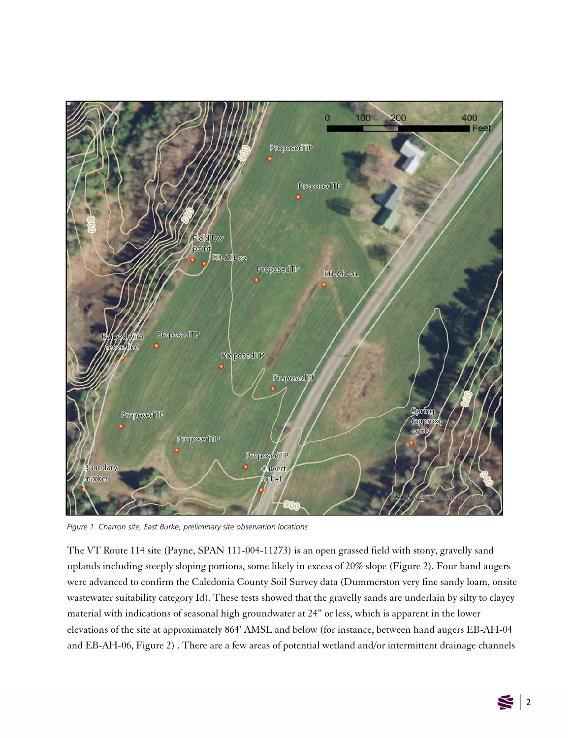*Figure 1. Charron site, East Burke, preliminary site observation locations*

The VT Route 114 site (Payne, SPAN 111-004-11273) is an open grassed field with stony, gravelly sand uplands including steeply sloping portions, some likely in excess of 20% slope (Figure 2). Four hand augers were advanced to confirm the Caledonia County Soil Survey data (Dummerston very fine sandy loam, onsite wastewater suitability category Id). These tests showed that the gravelly sands are underlain by silty to clayey material with indications of seasonal high groundwater at 24" or less, which is apparent in the lower elevations of the site at approximately 864' AMSL and below (for instance, between hand augers EB-AH-04 and EB-AH-06, Figure 2) . There are a few areas of potential wetland and/or intermittent drainage channels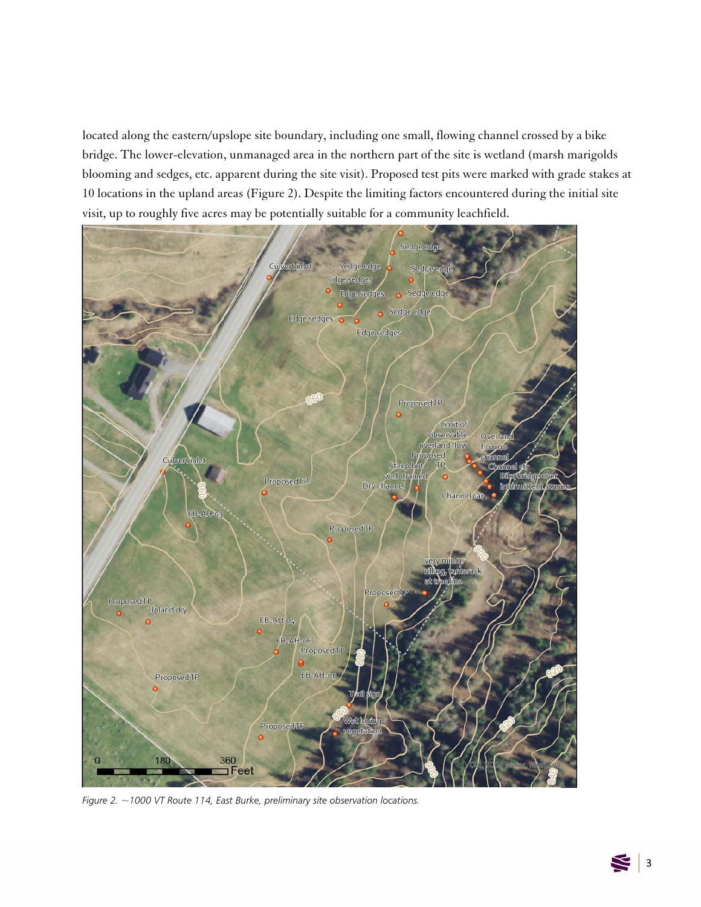located along the eastern/upslope site boundary, including one small, flowing channel crossed by a bike bridge. The lower-elevation, unmanaged area in the northern part of the site is wetland (marsh marigolds blooming and sedges, etc. apparent during the site visit). Proposed test pits were marked with grade stakes at 10 locations in the upland areas (Figure 2). Despite the limiting factors encountered during the initial site visit, up to roughly five acres may be potentially suitable for a community leachfield.

*Figure 2. ~1000 VT Route 114, East Burke, preliminary site observation locations.*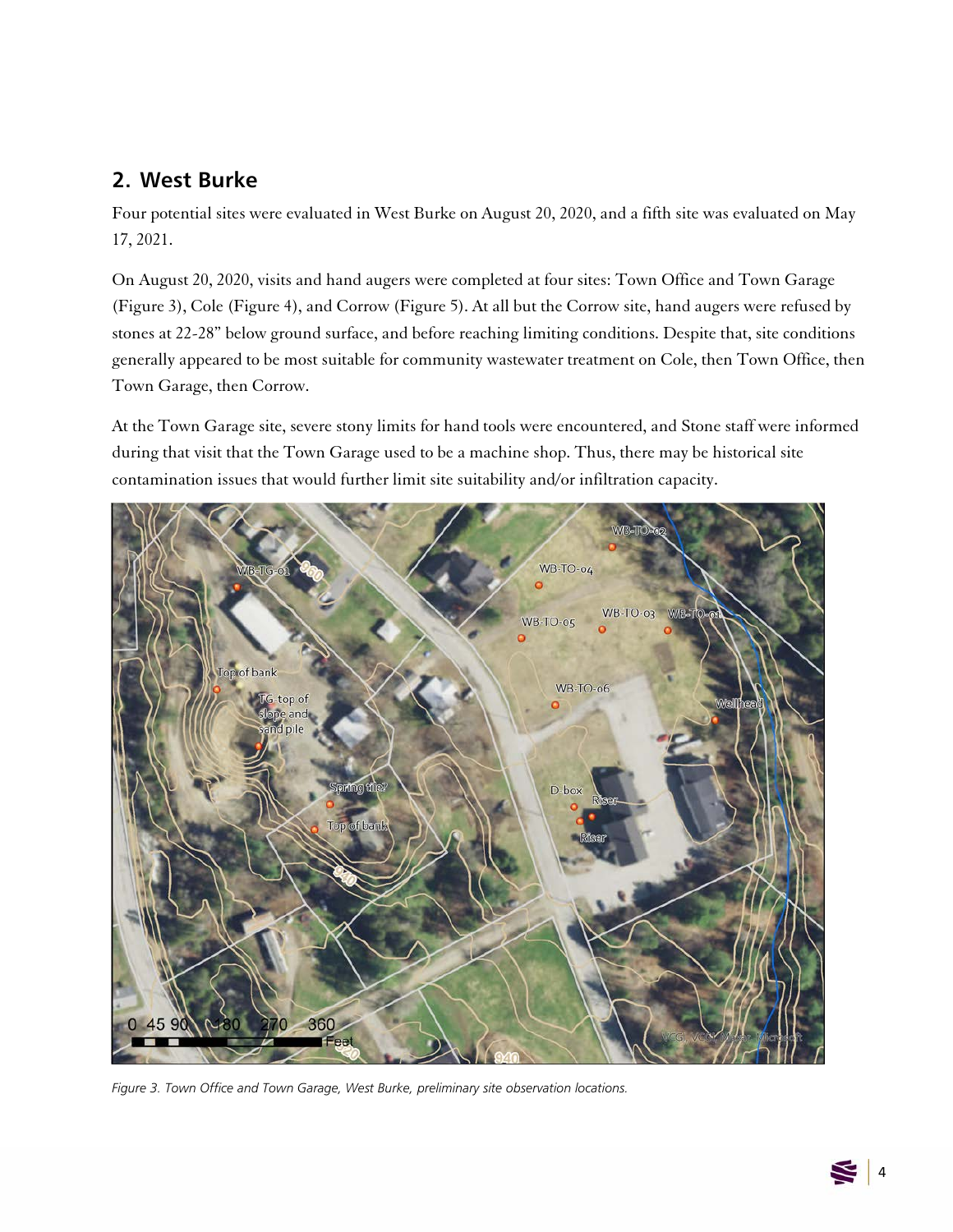## 2. West Burke

Four potential sites were evaluated in West Burke on August 20, 2020, and a fifth site was evaluated on May 17, 2021.

On August 20, 2020, visits and hand augers were completed at four sites: Town Office and Town Garage (Figure 3), Cole (Figure 4), and Corrow (Figure 5). At all but the Corrow site, hand augers were refused by stones at 22-28" below ground surface, and before reaching limiting conditions. Despite that, site conditions generally appeared to be most suitable for community wastewater treatment on Cole, then Town Office, then Town Garage, then Corrow.

At the Town Garage site, severe stony limits for hand tools were encountered, and Stone staff were informed during that visit that the Town Garage used to be a machine shop. Thus, there may be historical site contamination issues that would further limit site suitability and/or infiltration capacity.

*Figure 3. Town Office and Town Garage, West Burke, preliminary site observation locations.*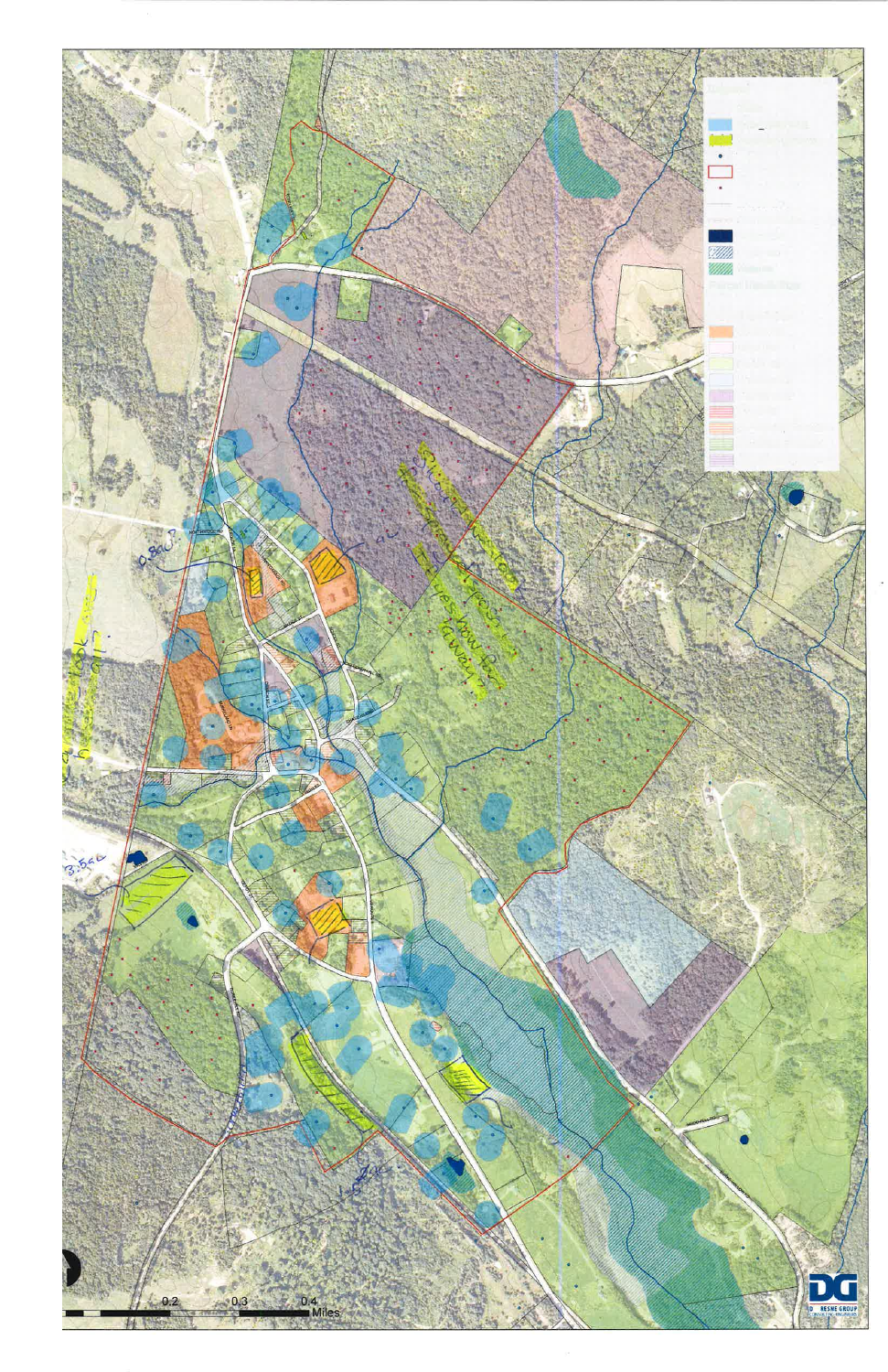0.2 0.3 0.4 Miles

DG DUBOIS GROUP